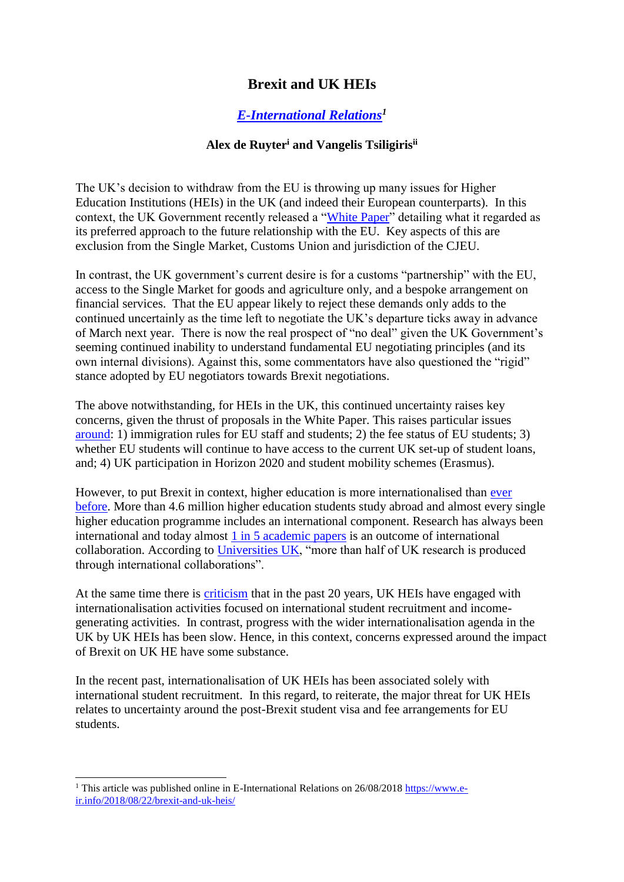# Brexit and UK HEIs

### *E-International Relations*[1]

**Alex de Ruyter[i] and Vangelis Tsiligiris[ii]**

The UK's decision to withdraw from the EU is throwing up many issues for Higher Education Institutions (HEIs) in the UK (and indeed their European counterparts). In this context, the UK Government recently released a "White Paper" detailing what it regarded as its preferred approach to the future relationship with the EU. Key aspects of this are exclusion from the Single Market, Customs Union and jurisdiction of the CJEU.

In contrast, the UK government's current desire is for a customs "partnership" with the EU, access to the Single Market for goods and agriculture only, and a bespoke arrangement on financial services. That the EU appear likely to reject these demands only adds to the continued uncertainly as the time left to negotiate the UK's departure ticks away in advance of March next year. There is now the real prospect of "no deal" given the UK Government's seeming continued inability to understand fundamental EU negotiating principles (and its own internal divisions). Against this, some commentators have also questioned the "rigid" stance adopted by EU negotiators towards Brexit negotiations.

The above notwithstanding, for HEIs in the UK, this continued uncertainty raises key concerns, given the thrust of proposals in the White Paper. This raises particular issues around: 1) immigration rules for EU staff and students; 2) the fee status of EU students; 3) whether EU students will continue to have access to the current UK set-up of student loans, and; 4) UK participation in Horizon 2020 and student mobility schemes (Erasmus).

However, to put Brexit in context, higher education is more internationalised than ever before. More than 4.6 million higher education students study abroad and almost every single higher education programme includes an international component. Research has always been international and today almost 1 in 5 academic papers is an outcome of international collaboration. According to Universities UK, "more than half of UK research is produced through international collaborations".

At the same time there is criticism that in the past 20 years, UK HEIs have engaged with internationalisation activities focused on international student recruitment and income-generating activities. In contrast, progress with the wider internationalisation agenda in the UK by UK HEIs has been slow. Hence, in this context, concerns expressed around the impact of Brexit on UK HE have some substance.

In the recent past, internationalisation of UK HEIs has been associated solely with international student recruitment. In this regard, to reiterate, the major threat for UK HEIs relates to uncertainty around the post-Brexit student visa and fee arrangements for EU students.

---

[1] This article was published online in E-International Relations on 26/08/2018 https://www.e-ir.info/2018/08/22/brexit-and-uk-heis/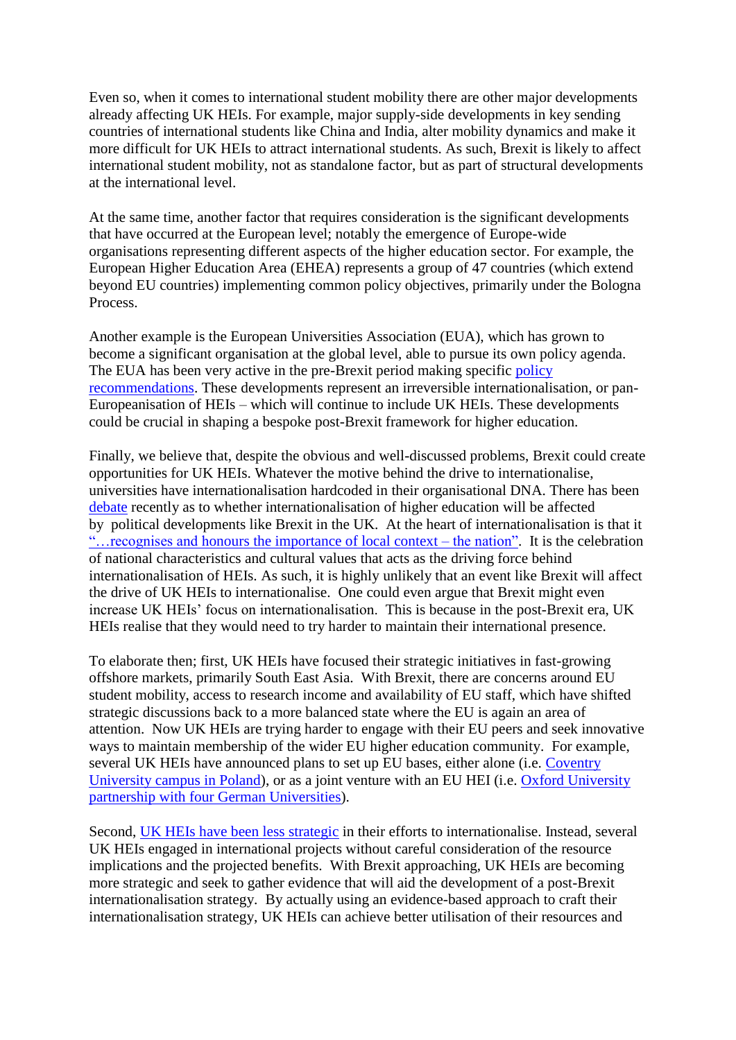Even so, when it comes to international student mobility there are other major developments already affecting UK HEIs. For example, major supply-side developments in key sending countries of international students like China and India, alter mobility dynamics and make it more difficult for UK HEIs to attract international students. As such, Brexit is likely to affect international student mobility, not as standalone factor, but as part of structural developments at the international level.

At the same time, another factor that requires consideration is the significant developments that have occurred at the European level; notably the emergence of Europe-wide organisations representing different aspects of the higher education sector. For example, the European Higher Education Area (EHEA) represents a group of 47 countries (which extend beyond EU countries) implementing common policy objectives, primarily under the Bologna Process.

Another example is the European Universities Association (EUA), which has grown to become a significant organisation at the global level, able to pursue its own policy agenda. The EUA has been very active in the pre-Brexit period making specific policy recommendations. These developments represent an irreversible internationalisation, or pan-Europeanisation of HEIs – which will continue to include UK HEIs. These developments could be crucial in shaping a bespoke post-Brexit framework for higher education.

Finally, we believe that, despite the obvious and well-discussed problems, Brexit could create opportunities for UK HEIs. Whatever the motive behind the drive to internationalise, universities have internationalisation hardcoded in their organisational DNA. There has been debate recently as to whether internationalisation of higher education will be affected by political developments like Brexit in the UK. At the heart of internationalisation is that it "…recognises and honours the importance of local context – the nation". It is the celebration of national characteristics and cultural values that acts as the driving force behind internationalisation of HEIs. As such, it is highly unlikely that an event like Brexit will affect the drive of UK HEIs to internationalise. One could even argue that Brexit might even increase UK HEIs' focus on internationalisation. This is because in the post-Brexit era, UK HEIs realise that they would need to try harder to maintain their international presence.

To elaborate then; first, UK HEIs have focused their strategic initiatives in fast-growing offshore markets, primarily South East Asia. With Brexit, there are concerns around EU student mobility, access to research income and availability of EU staff, which have shifted strategic discussions back to a more balanced state where the EU is again an area of attention. Now UK HEIs are trying harder to engage with their EU peers and seek innovative ways to maintain membership of the wider EU higher education community. For example, several UK HEIs have announced plans to set up EU bases, either alone (i.e. Coventry University campus in Poland), or as a joint venture with an EU HEI (i.e. Oxford University partnership with four German Universities).

Second, UK HEIs have been less strategic in their efforts to internationalise. Instead, several UK HEIs engaged in international projects without careful consideration of the resource implications and the projected benefits. With Brexit approaching, UK HEIs are becoming more strategic and seek to gather evidence that will aid the development of a post-Brexit internationalisation strategy. By actually using an evidence-based approach to craft their internationalisation strategy, UK HEIs can achieve better utilisation of their resources and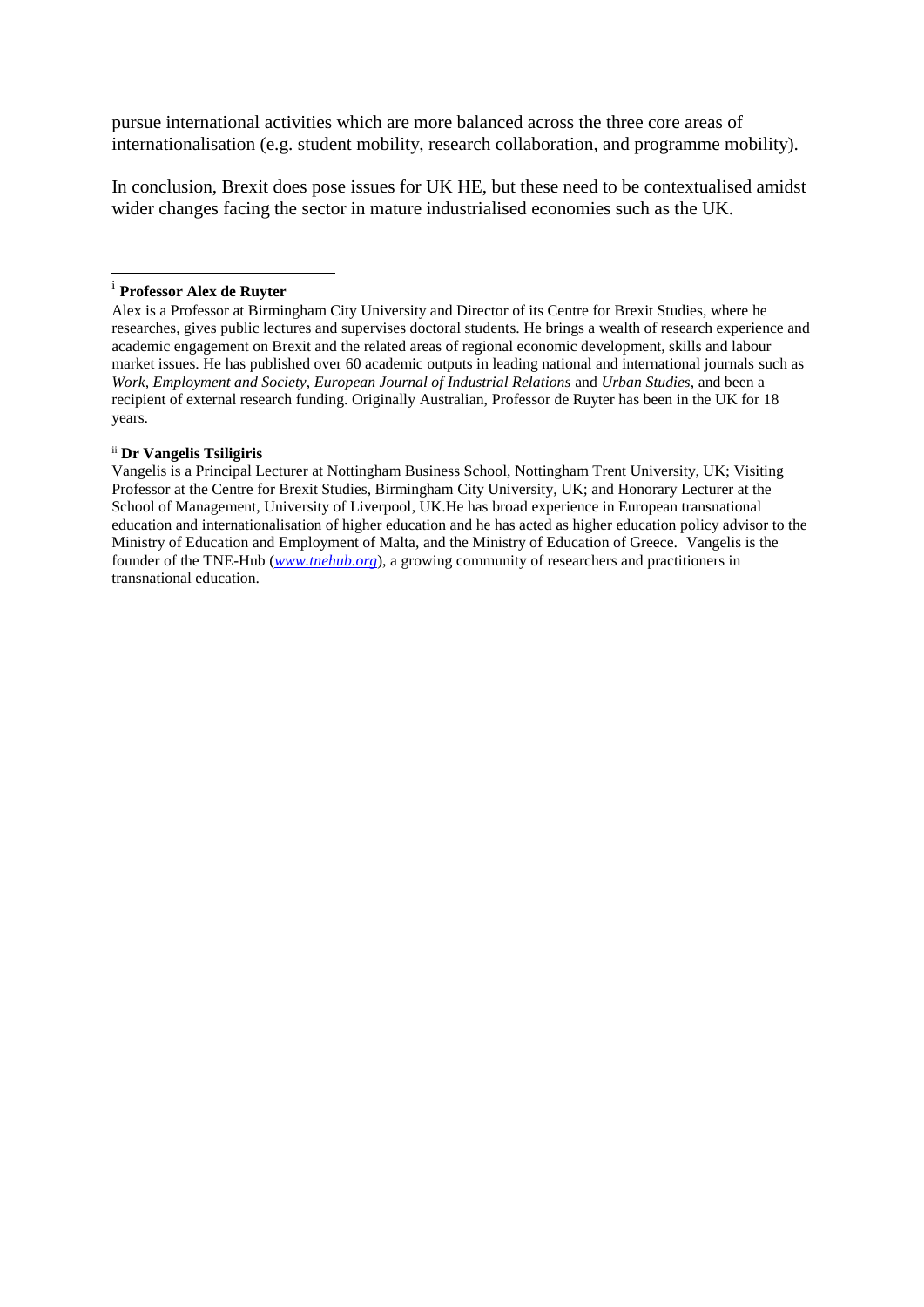pursue international activities which are more balanced across the three core areas of internationalisation (e.g. student mobility, research collaboration, and programme mobility).

In conclusion, Brexit does pose issues for UK HE, but these need to be contextualised amidst wider changes facing the sector in mature industrialised economies such as the UK.

---

[i] **Professor Alex de Ruyter**

Alex is a Professor at Birmingham City University and Director of its Centre for Brexit Studies, where he researches, gives public lectures and supervises doctoral students. He brings a wealth of research experience and academic engagement on Brexit and the related areas of regional economic development, skills and labour market issues. He has published over 60 academic outputs in leading national and international journals such as *Work, Employment and Society*, *European Journal of Industrial Relations* and *Urban Studies*, and been a recipient of external research funding. Originally Australian, Professor de Ruyter has been in the UK for 18 years.

[ii] **Dr Vangelis Tsiligiris**

Vangelis is a Principal Lecturer at Nottingham Business School, Nottingham Trent University, UK; Visiting Professor at the Centre for Brexit Studies, Birmingham City University, UK; and Honorary Lecturer at the School of Management, University of Liverpool, UK.He has broad experience in European transnational education and internationalisation of higher education and he has acted as higher education policy advisor to the Ministry of Education and Employment of Malta, and the Ministry of Education of Greece. Vangelis is the founder of the TNE-Hub (*www.tnehub.org*), a growing community of researchers and practitioners in transnational education.